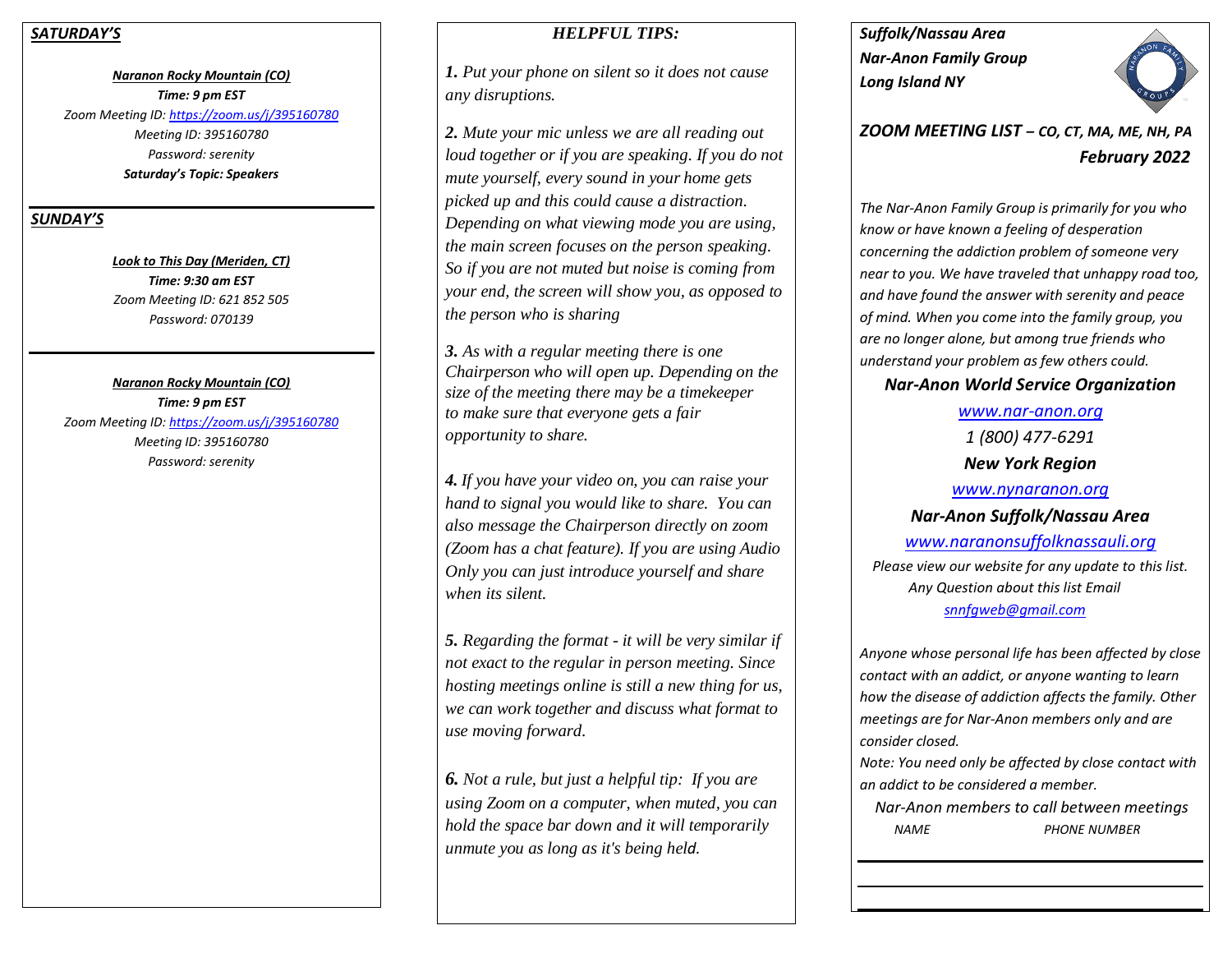## *SATURDAY'S*

***Naranon Rocky Mountain (CO)***

***Time: 9 pm EST***

*Zoom Meeting ID: https://zoom.us/j/395160780*

*Meeting ID: 395160780*

*Password: serenity*

***Saturday's Topic: Speakers***

---

## *SUNDAY'S*

***Look to This Day (Meriden, CT)***

***Time: 9:30 am EST***

*Zoom Meeting ID: 621 852 505*

*Password: 070139*

---

***Naranon Rocky Mountain (CO)***

***Time: 9 pm EST***

*Zoom Meeting ID: https://zoom.us/j/395160780*

*Meeting ID: 395160780*

*Password: serenity*

## *HELPFUL TIPS:*

***1.*** *Put your phone on silent so it does not cause any disruptions.*

***2.*** *Mute your mic unless we are all reading out loud together or if you are speaking. If you do not mute yourself, every sound in your home gets picked up and this could cause a distraction. Depending on what viewing mode you are using, the main screen focuses on the person speaking. So if you are not muted but noise is coming from your end, the screen will show you, as opposed to the person who is sharing*

***3.*** *As with a regular meeting there is one Chairperson who will open up. Depending on the size of the meeting there may be a timekeeper to make sure that everyone gets a fair opportunity to share.*

***4.*** *If you have your video on, you can raise your hand to signal you would like to share. You can also message the Chairperson directly on zoom (Zoom has a chat feature). If you are using Audio Only you can just introduce yourself and share when its silent.*

***5.*** *Regarding the format - it will be very similar if not exact to the regular in person meeting. Since hosting meetings online is still a new thing for us, we can work together and discuss what format to use moving forward.*

***6.*** *Not a rule, but just a helpful tip: If you are using Zoom on a computer, when muted, you can hold the space bar down and it will temporarily unmute you as long as it's being held.*

***Suffolk/Nassau Area***
***Nar-Anon Family Group***
***Long Island NY***

## *ZOOM MEETING LIST – CO, CT, MA, ME, NH, PA*
## *February 2022*

*The Nar-Anon Family Group is primarily for you who know or have known a feeling of desperation concerning the addiction problem of someone very near to you. We have traveled that unhappy road too, and have found the answer with serenity and peace of mind. When you come into the family group, you are no longer alone, but among true friends who understand your problem as few others could.*

***Nar-Anon World Service Organization***

*www.nar-anon.org*

*1 (800) 477-6291*

***New York Region***

*www.nynaranon.org*

***Nar-Anon Suffolk/Nassau Area***

*www.naranonsuffolknassauli.org*

*Please view our website for any update to this list.*
*Any Question about this list Email*
*snnfgweb@gmail.com*

*Anyone whose personal life has been affected by close contact with an addict, or anyone wanting to learn how the disease of addiction affects the family. Other meetings are for Nar-Anon members only and are consider closed.*

*Note: You need only be affected by close contact with an addict to be considered a member.*

*Nar-Anon members to call between meetings*

| *NAME* | *PHONE NUMBER* |
|---|---|
| | |
| | |
| | |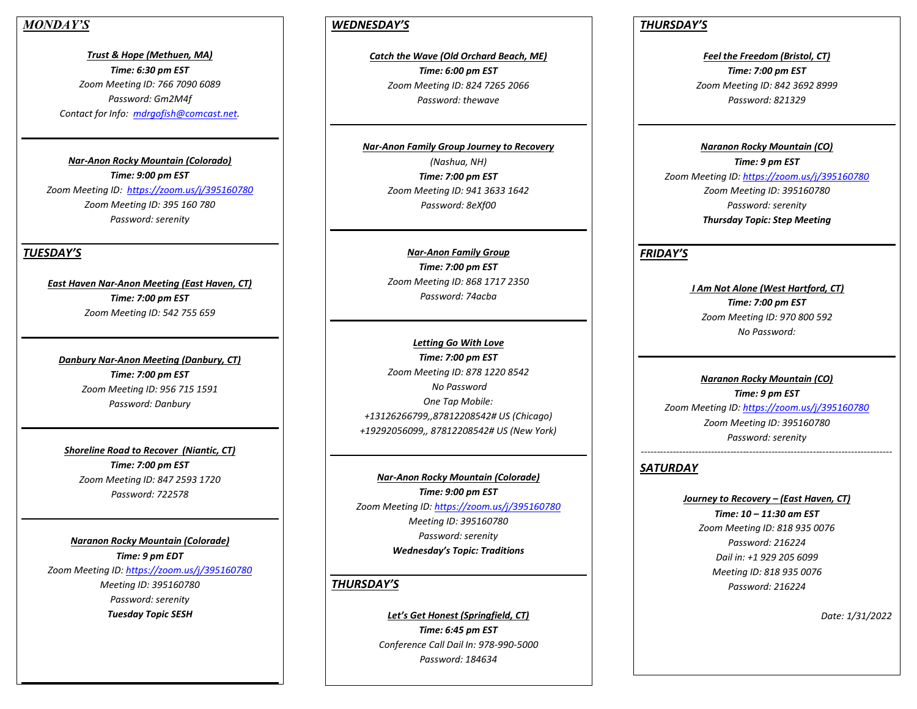## *MONDAY'S*

***Trust & Hope (Methuen, MA)***

***Time: 6:30 pm EST***

*Zoom Meeting ID: 766 7090 6089*

*Password: Gm2M4f*

*Contact for Info: mdrgofish@comcast.net.*

***Nar-Anon Rocky Mountain (Colorado)***

***Time: 9:00 pm EST***

*Zoom Meeting ID: https://zoom.us/j/395160780*

*Zoom Meeting ID: 395 160 780*

*Password: serenity*

## *TUESDAY'S*

***East Haven Nar-Anon Meeting (East Haven, CT)***

***Time: 7:00 pm EST***

*Zoom Meeting ID: 542 755 659*

***Danbury Nar-Anon Meeting (Danbury, CT)***

***Time: 7:00 pm EST***

*Zoom Meeting ID: 956 715 1591*

*Password: Danbury*

***Shoreline Road to Recover (Niantic, CT)***

***Time: 7:00 pm EST***

*Zoom Meeting ID: 847 2593 1720*

*Password: 722578*

***Naranon Rocky Mountain (Colorade)***

***Time: 9 pm EDT***

*Zoom Meeting ID: https://zoom.us/j/395160780*

*Meeting ID: 395160780*

*Password: serenity*

***Tuesday Topic SESH***

## *WEDNESDAY'S*

***Catch the Wave (Old Orchard Beach, ME)***

***Time: 6:00 pm EST***

*Zoom Meeting ID: 824 7265 2066*

*Password: thewave*

***Nar-Anon Family Group Journey to Recovery***

*(Nashua, NH)*

***Time: 7:00 pm EST***

*Zoom Meeting ID: 941 3633 1642*

*Password: 8eXf00*

***Nar-Anon Family Group***

***Time: 7:00 pm EST***

*Zoom Meeting ID: 868 1717 2350*

*Password: 74acba*

***Letting Go With Love***

***Time: 7:00 pm EST***

*Zoom Meeting ID: 878 1220 8542*

*No Password*

*One Tap Mobile:*

*+13126266799,,87812208542# US (Chicago)*

*+19292056099,, 87812208542# US (New York)*

***Nar-Anon Rocky Mountain (Colorade)***

***Time: 9:00 pm EST***

*Zoom Meeting ID: https://zoom.us/j/395160780*

*Meeting ID: 395160780*

*Password: serenity*

***Wednesday's Topic: Traditions***

## *THURSDAY'S*

***Let's Get Honest (Springfield, CT)***

***Time: 6:45 pm EST***

*Conference Call Dail In: 978-990-5000*

*Password: 184634*

## *THURSDAY'S*

***Feel the Freedom (Bristol, CT)***

***Time: 7:00 pm EST***

*Zoom Meeting ID: 842 3692 8999*

*Password: 821329*

***Naranon Rocky Mountain (CO)***

***Time: 9 pm EST***

*Zoom Meeting ID: https://zoom.us/j/395160780*

*Zoom Meeting ID: 395160780*

*Password: serenity*

***Thursday Topic: Step Meeting***

## *FRIDAY'S*

***I Am Not Alone (West Hartford, CT)***

***Time: 7:00 pm EST***

*Zoom Meeting ID: 970 800 592*

*No Password:*

***Naranon Rocky Mountain (CO)***

***Time: 9 pm EST***

*Zoom Meeting ID: https://zoom.us/j/395160780*

*Zoom Meeting ID: 395160780*

*Password: serenity*

## *SATURDAY*

***Journey to Recovery – (East Haven, CT)***

***Time: 10 – 11:30 am EST***

*Zoom Meeting ID: 818 935 0076*

*Password: 216224*

*Dail in: +1 929 205 6099*

*Meeting ID: 818 935 0076*

*Password: 216224*

*Date: 1/31/2022*